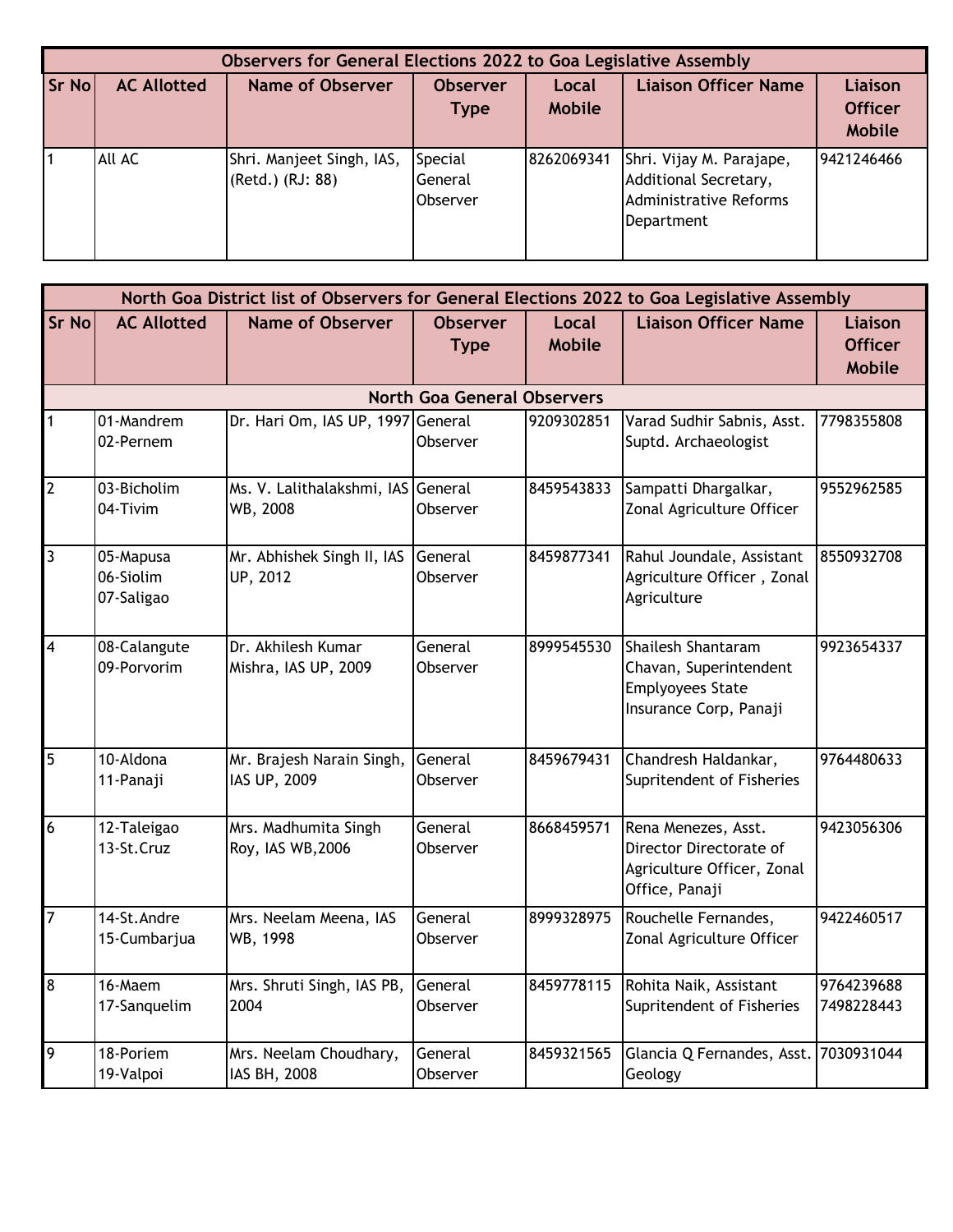| Observers for General Elections 2022 to Goa Legislative Assembly | | | | | | |
|---|---|---|---|---|---|---|
| **Sr No** | **AC Allotted** | **Name of Observer** | **Observer Type** | **Local Mobile** | **Liaison Officer Name** | **Liaison Officer Mobile** |
| 1 | All AC | Shri. Manjeet Singh, IAS, (Retd.) (RJ: 88) | Special General Observer | 8262069341 | Shri. Vijay M. Parajape, Additional Secretary, Administrative Reforms Department | 9421246466 |

| North Goa District list of Observers for General Elections 2022 to Goa Legislative Assembly | | | | | | |
|---|---|---|---|---|---|---|
| **Sr No** | **AC Allotted** | **Name of Observer** | **Observer Type** | **Local Mobile** | **Liaison Officer Name** | **Liaison Officer Mobile** |
| **North Goa General Observers** | | | | | | |
| 1 | 01-Mandrem 02-Pernem | Dr. Hari Om, IAS UP, 1997 | General Observer | 9209302851 | Varad Sudhir Sabnis, Asst. Suptd. Archaeologist | 7798355808 |
| 2 | 03-Bicholim 04-Tivim | Ms. V. Lalithalakshmi, IAS WB, 2008 | General Observer | 8459543833 | Sampatti Dhargalkar, Zonal Agriculture Officer | 9552962585 |
| 3 | 05-Mapusa 06-Siolim 07-Saligao | Mr. Abhishek Singh II, IAS UP, 2012 | General Observer | 8459877341 | Rahul Joundale, Assistant Agriculture Officer , Zonal Agriculture | 8550932708 |
| 4 | 08-Calangute 09-Porvorim | Dr. Akhilesh Kumar Mishra, IAS UP, 2009 | General Observer | 8999545530 | Shailesh Shantaram Chavan, Superintendent Emplyoyees State Insurance Corp, Panaji | 9923654337 |
| 5 | 10-Aldona 11-Panaji | Mr. Brajesh Narain Singh, IAS UP, 2009 | General Observer | 8459679431 | Chandresh Haldankar, Supritendent of Fisheries | 9764480633 |
| 6 | 12-Taleigao 13-St.Cruz | Mrs. Madhumita Singh Roy, IAS WB,2006 | General Observer | 8668459571 | Rena Menezes, Asst. Director Directorate of Agriculture Officer, Zonal Office, Panaji | 9423056306 |
| 7 | 14-St.Andre 15-Cumbarjua | Mrs. Neelam Meena, IAS WB, 1998 | General Observer | 8999328975 | Rouchelle Fernandes, Zonal Agriculture Officer | 9422460517 |
| 8 | 16-Maem 17-Sanquelim | Mrs. Shruti Singh, IAS PB, 2004 | General Observer | 8459778115 | Rohita Naik, Assistant Supritendent of Fisheries | 9764239688 7498228443 |
| 9 | 18-Poriem 19-Valpoi | Mrs. Neelam Choudhary, IAS BH, 2008 | General Observer | 8459321565 | Glancia Q Fernandes, Asst. Geology | 7030931044 |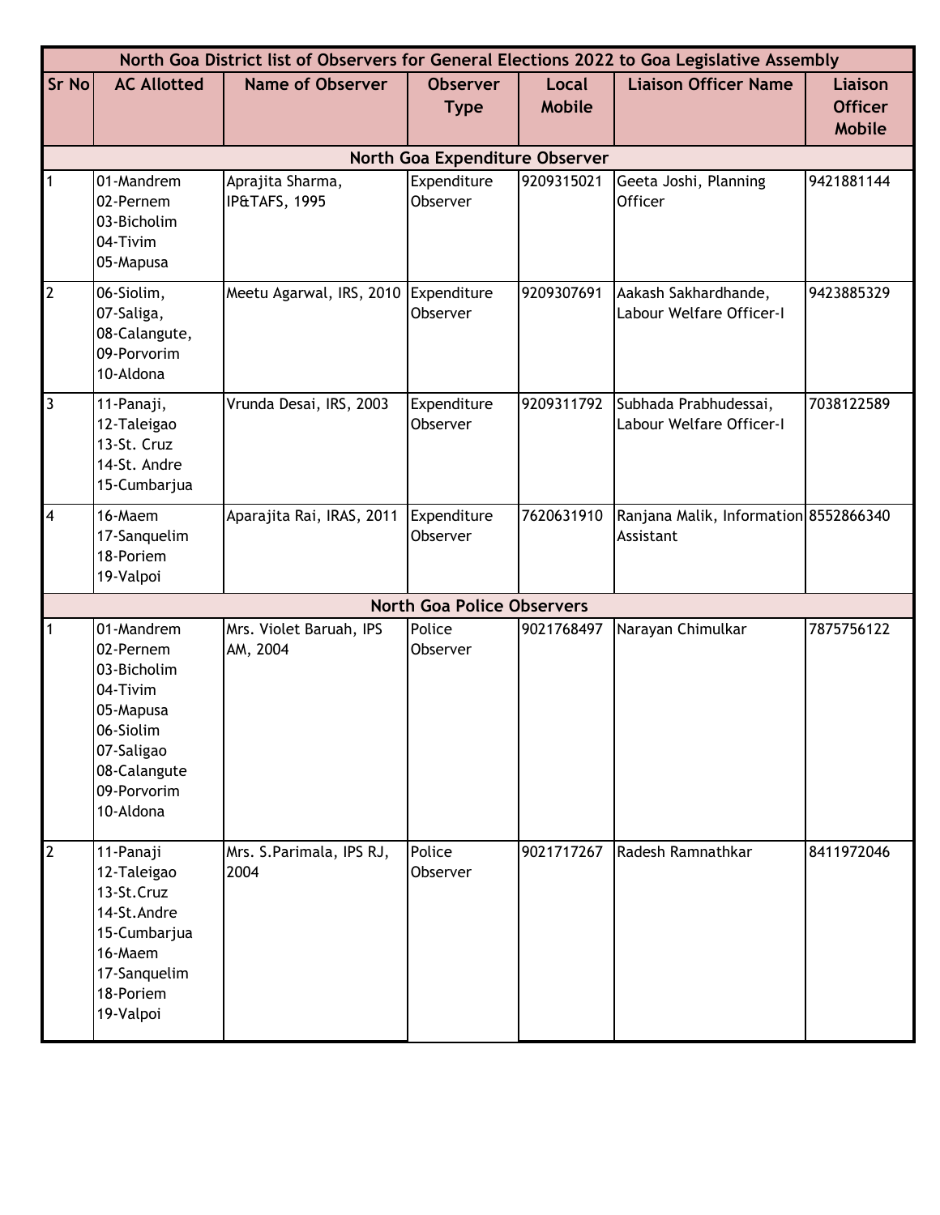| North Goa District list of Observers for General Elections 2022 to Goa Legislative Assembly | | | | | | |
|---|---|---|---|---|---|---|
| **Sr No** | **AC Allotted** | **Name of Observer** | **Observer Type** | **Local Mobile** | **Liaison Officer Name** | **Liaison Officer Mobile** |
| **North Goa Expenditure Observer** | | | | | | |
| 1 | 01-Mandrem<br>02-Pernem<br>03-Bicholim<br>04-Tivim<br>05-Mapusa | Aprajita Sharma, IP&TAFS, 1995 | Expenditure Observer | 9209315021 | Geeta Joshi, Planning Officer | 9421881144 |
| 2 | 06-Siolim,<br>07-Saliga,<br>08-Calangute,<br>09-Porvorim<br>10-Aldona | Meetu Agarwal, IRS, 2010 | Expenditure Observer | 9209307691 | Aakash Sakhardhande, Labour Welfare Officer-I | 9423885329 |
| 3 | 11-Panaji,<br>12-Taleigao<br>13-St. Cruz<br>14-St. Andre<br>15-Cumbarjua | Vrunda Desai, IRS, 2003 | Expenditure Observer | 9209311792 | Subhada Prabhudessai, Labour Welfare Officer-I | 7038122589 |
| 4 | 16-Maem<br>17-Sanquelim<br>18-Poriem<br>19-Valpoi | Aparajita Rai, IRAS, 2011 | Expenditure Observer | 7620631910 | Ranjana Malik, Information Assistant | 8552866340 |
| **North Goa Police Observers** | | | | | | |
| 1 | 01-Mandrem<br>02-Pernem<br>03-Bicholim<br>04-Tivim<br>05-Mapusa<br>06-Siolim<br>07-Saligao<br>08-Calangute<br>09-Porvorim<br>10-Aldona | Mrs. Violet Baruah, IPS AM, 2004 | Police Observer | 9021768497 | Narayan Chimulkar | 7875756122 |
| 2 | 11-Panaji<br>12-Taleigao<br>13-St.Cruz<br>14-St.Andre<br>15-Cumbarjua<br>16-Maem<br>17-Sanquelim<br>18-Poriem<br>19-Valpoi | Mrs. S.Parimala, IPS RJ, 2004 | Police Observer | 9021717267 | Radesh Ramnathkar | 8411972046 |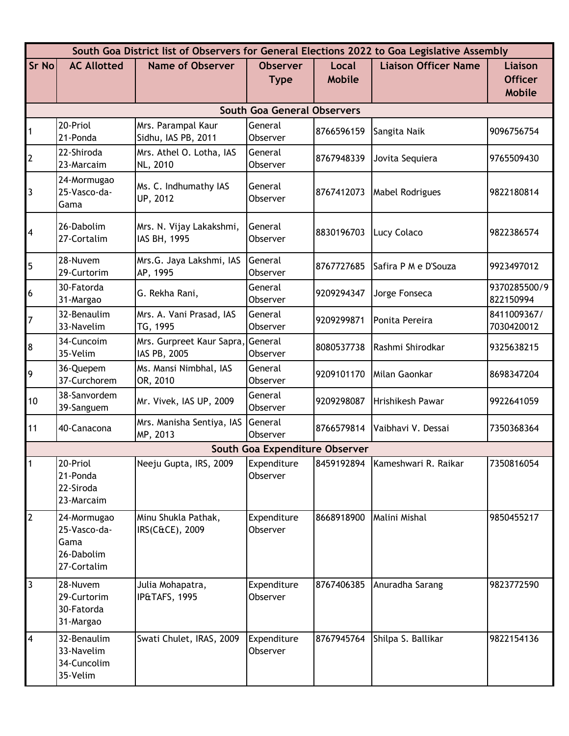| South Goa District list of Observers for General Elections 2022 to Goa Legislative Assembly | | | | | | |
|---|---|---|---|---|---|---|
| Sr No | AC Allotted | Name of Observer | Observer Type | Local Mobile | Liaison Officer Name | Liaison Officer Mobile |
| **South Goa General Observers** | | | | | | |
| 1 | 20-Priol<br>21-Ponda | Mrs. Parampal Kaur Sidhu, IAS PB, 2011 | General Observer | 8766596159 | Sangita Naik | 9096756754 |
| 2 | 22-Shiroda<br>23-Marcaim | Mrs. Athel O. Lotha, IAS NL, 2010 | General Observer | 8767948339 | Jovita Sequiera | 9765509430 |
| 3 | 24-Mormugao<br>25-Vasco-da-Gama | Ms. C. Indhumathy IAS UP, 2012 | General Observer | 8767412073 | Mabel Rodrigues | 9822180814 |
| 4 | 26-Dabolim<br>27-Cortalim | Mrs. N. Vijay Lakakshmi, IAS BH, 1995 | General Observer | 8830196703 | Lucy Colaco | 9822386574 |
| 5 | 28-Nuvem<br>29-Curtorim | Mrs.G. Jaya Lakshmi, IAS AP, 1995 | General Observer | 8767727685 | Safira P M e D'Souza | 9923497012 |
| 6 | 30-Fatorda<br>31-Margao | G. Rekha Rani, | General Observer | 9209294347 | Jorge Fonseca | 9370285500/9822150994 |
| 7 | 32-Benaulim<br>33-Navelim | Mrs. A. Vani Prasad, IAS TG, 1995 | General Observer | 9209299871 | Ponita Pereira | 8411009367/7030420012 |
| 8 | 34-Cuncoim<br>35-Velim | Mrs. Gurpreet Kaur Sapra, IAS PB, 2005 | General Observer | 8080537738 | Rashmi Shirodkar | 9325638215 |
| 9 | 36-Quepem<br>37-Curchorem | Ms. Mansi Nimbhal, IAS OR, 2010 | General Observer | 9209101170 | Milan Gaonkar | 8698347204 |
| 10 | 38-Sanvordem<br>39-Sanguem | Mr. Vivek, IAS UP, 2009 | General Observer | 9209298087 | Hrishikesh Pawar | 9922641059 |
| 11 | 40-Canacona | Mrs. Manisha Sentiya, IAS MP, 2013 | General Observer | 8766579814 | Vaibhavi V. Dessai | 7350368364 |
| **South Goa Expenditure Observer** | | | | | | |
| 1 | 20-Priol<br>21-Ponda<br>22-Siroda<br>23-Marcaim | Neeju Gupta, IRS, 2009 | Expenditure Observer | 8459192894 | Kameshwari R. Raikar | 7350816054 |
| 2 | 24-Mormugao<br>25-Vasco-da-Gama<br>26-Dabolim<br>27-Cortalim | Minu Shukla Pathak, IRS(C&CE), 2009 | Expenditure Observer | 8668918900 | Malini Mishal | 9850455217 |
| 3 | 28-Nuvem<br>29-Curtorim<br>30-Fatorda<br>31-Margao | Julia Mohapatra, IP&TAFS, 1995 | Expenditure Observer | 8767406385 | Anuradha Sarang | 9823772590 |
| 4 | 32-Benaulim<br>33-Navelim<br>34-Cuncolim<br>35-Velim | Swati Chulet, IRAS, 2009 | Expenditure Observer | 8767945764 | Shilpa S. Ballikar | 9822154136 |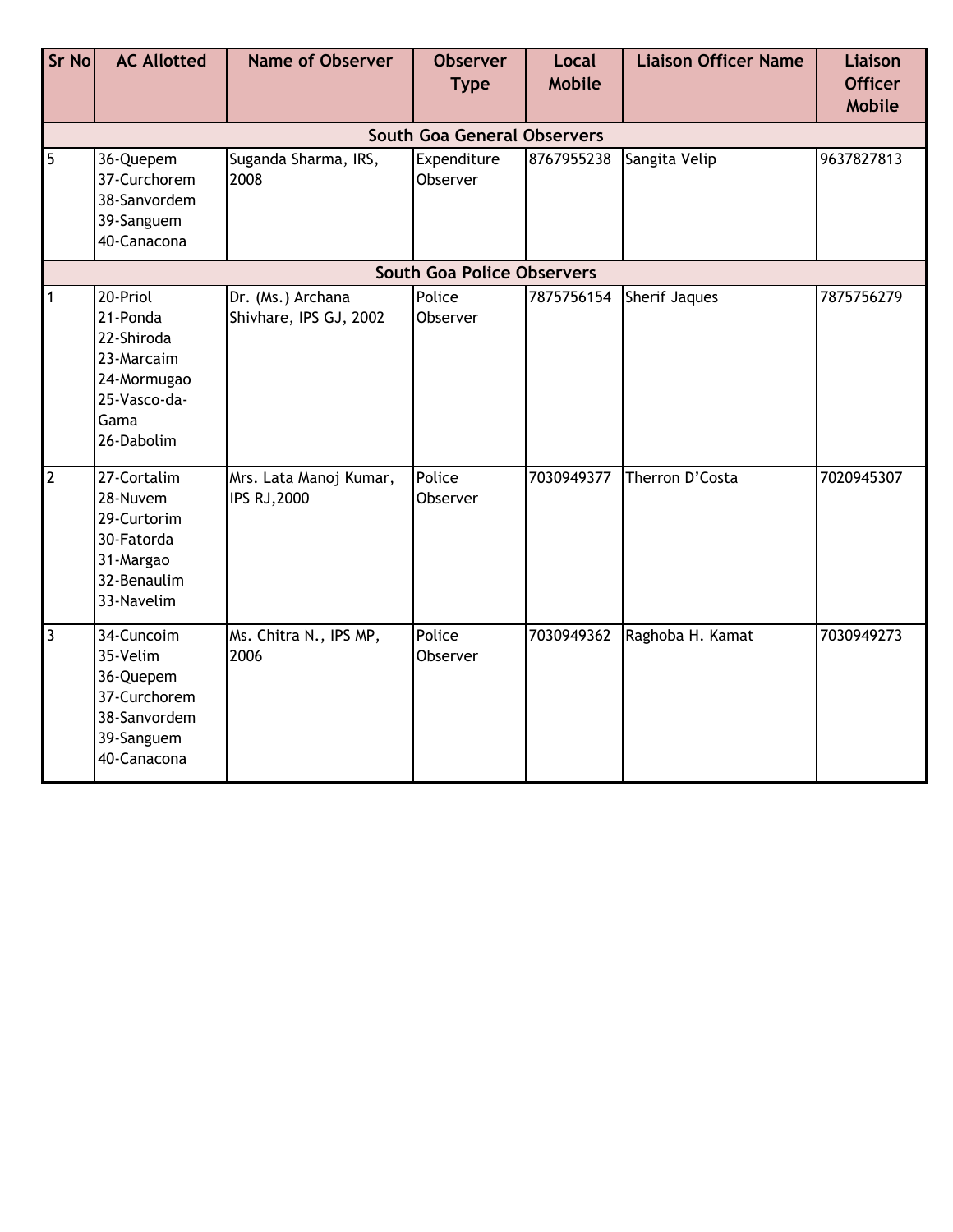| Sr No | AC Allotted | Name of Observer | Observer Type | Local Mobile | Liaison Officer Name | Liaison Officer Mobile |
|---|---|---|---|---|---|---|
| **South Goa General Observers** | | | | | | |
| 5 | 36-Quepem<br>37-Curchorem<br>38-Sanvordem<br>39-Sanguem<br>40-Canacona | Suganda Sharma, IRS, 2008 | Expenditure Observer | 8767955238 | Sangita Velip | 9637827813 |
| **South Goa Police Observers** | | | | | | |
| 1 | 20-Priol<br>21-Ponda<br>22-Shiroda<br>23-Marcaim<br>24-Mormugao<br>25-Vasco-da-Gama<br>26-Dabolim | Dr. (Ms.) Archana Shivhare, IPS GJ, 2002 | Police Observer | 7875756154 | Sherif Jaques | 7875756279 |
| 2 | 27-Cortalim<br>28-Nuvem<br>29-Curtorim<br>30-Fatorda<br>31-Margao<br>32-Benaulim<br>33-Navelim | Mrs. Lata Manoj Kumar, IPS RJ,2000 | Police Observer | 7030949377 | Therron D'Costa | 7020945307 |
| 3 | 34-Cuncoim<br>35-Velim<br>36-Quepem<br>37-Curchorem<br>38-Sanvordem<br>39-Sanguem<br>40-Canacona | Ms. Chitra N., IPS MP, 2006 | Police Observer | 7030949362 | Raghoba H. Kamat | 7030949273 |